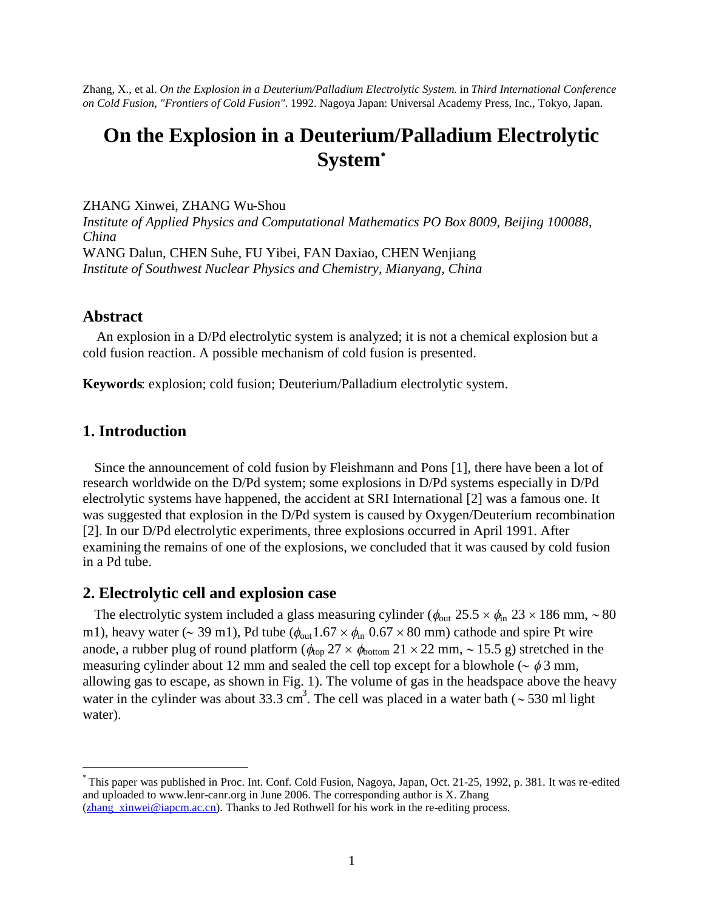Zhang, X., et al. *On the Explosion in a Deuterium/Palladium Electrolytic System.* in *Third International Conference on Cold Fusion, "Frontiers of Cold Fusion"*. 1992. Nagoya Japan: Universal Academy Press, Inc., Tokyo, Japan.

# On the Explosion in a Deuterium/Palladium Electrolytic System*

ZHANG Xinwei, ZHANG Wu-Shou
*Institute of Applied Physics and Computational Mathematics PO Box 8009, Beijing 100088, China*
WANG Dalun, CHEN Suhe, FU Yibei, FAN Daxiao, CHEN Wenjiang
*Institute of Southwest Nuclear Physics and Chemistry, Mianyang, China*

## Abstract

An explosion in a D/Pd electrolytic system is analyzed; it is not a chemical explosion but a cold fusion reaction. A possible mechanism of cold fusion is presented.

**Keywords**: explosion; cold fusion; Deuterium/Palladium electrolytic system.

## 1. Introduction

Since the announcement of cold fusion by Fleishmann and Pons [1], there have been a lot of research worldwide on the D/Pd system; some explosions in D/Pd systems especially in D/Pd electrolytic systems have happened, the accident at SRI International [2] was a famous one. It was suggested that explosion in the D/Pd system is caused by Oxygen/Deuterium recombination [2]. In our D/Pd electrolytic experiments, three explosions occurred in April 1991. After examining the remains of one of the explosions, we concluded that it was caused by cold fusion in a Pd tube.

## 2. Electrolytic cell and explosion case

The electrolytic system included a glass measuring cylinder ($\phi_{out}$ 25.5 × $\phi_{in}$ 23 × 186 mm, ~ 80 m1), heavy water (~ 39 m1), Pd tube ($\phi_{out}$ 1.67 × $\phi_{in}$ 0.67 × 80 mm) cathode and spire Pt wire anode, a rubber plug of round platform ($\phi_{top}$ 27 × $\phi_{bottom}$ 21 × 22 mm, ~ 15.5 g) stretched in the measuring cylinder about 12 mm and sealed the cell top except for a blowhole (~ $\phi$ 3 mm, allowing gas to escape, as shown in Fig. 1). The volume of gas in the headspace above the heavy water in the cylinder was about 33.3 $cm^3$. The cell was placed in a water bath (~ 530 ml light water).

---

* This paper was published in Proc. Int. Conf. Cold Fusion, Nagoya, Japan, Oct. 21-25, 1992, p. 381. It was re-edited and uploaded to www.lenr-canr.org in June 2006. The corresponding author is X. Zhang (zhang_xinwei@iapcm.ac.cn). Thanks to Jed Rothwell for his work in the re-editing process.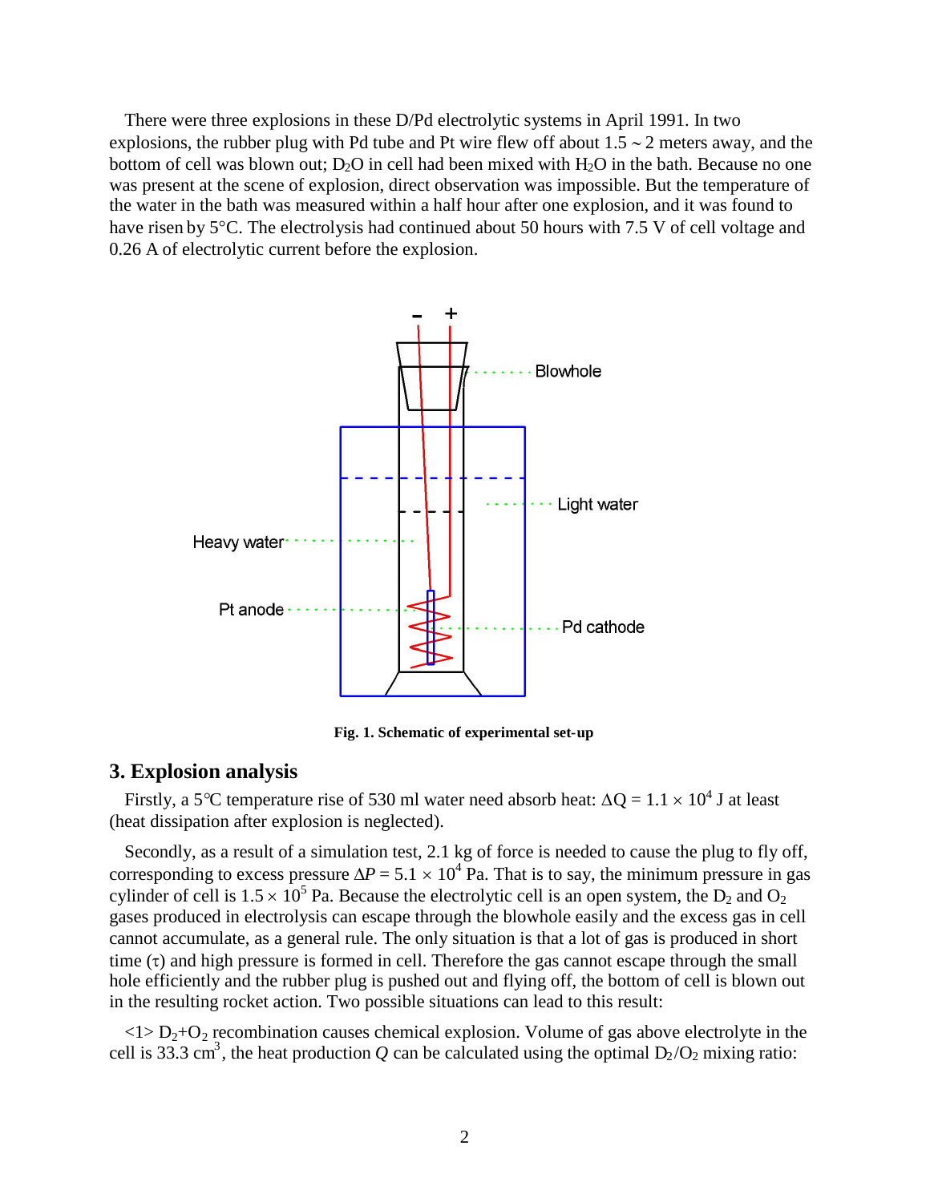There were three explosions in these D/Pd electrolytic systems in April 1991. In two explosions, the rubber plug with Pd tube and Pt wire flew off about 1.5 ~ 2 meters away, and the bottom of cell was blown out; $D_2O$ in cell had been mixed with $H_2O$ in the bath. Because no one was present at the scene of explosion, direct observation was impossible. But the temperature of the water in the bath was measured within a half hour after one explosion, and it was found to have risen by 5°C. The electrolysis had continued about 50 hours with 7.5 V of cell voltage and 0.26 A of electrolytic current before the explosion.

**Fig. 1. Schematic of experimental set-up**

## 3. Explosion analysis

Firstly, a 5℃ temperature rise of 530 ml water need absorb heat: $\Delta Q = 1.1 \times 10^4$ J at least (heat dissipation after explosion is neglected).

Secondly, as a result of a simulation test, 2.1 kg of force is needed to cause the plug to fly off, corresponding to excess pressure $\Delta P = 5.1 \times 10^4$ Pa. That is to say, the minimum pressure in gas cylinder of cell is $1.5 \times 10^5$ Pa. Because the electrolytic cell is an open system, the $D_2$ and $O_2$ gases produced in electrolysis can escape through the blowhole easily and the excess gas in cell cannot accumulate, as a general rule. The only situation is that a lot of gas is produced in short time ($\tau$) and high pressure is formed in cell. Therefore the gas cannot escape through the small hole efficiently and the rubber plug is pushed out and flying off, the bottom of cell is blown out in the resulting rocket action. Two possible situations can lead to this result:

<1> $D_2$+$O_2$ recombination causes chemical explosion. Volume of gas above electrolyte in the cell is 33.3 $cm^3$, the heat production $Q$ can be calculated using the optimal $D_2/O_2$ mixing ratio: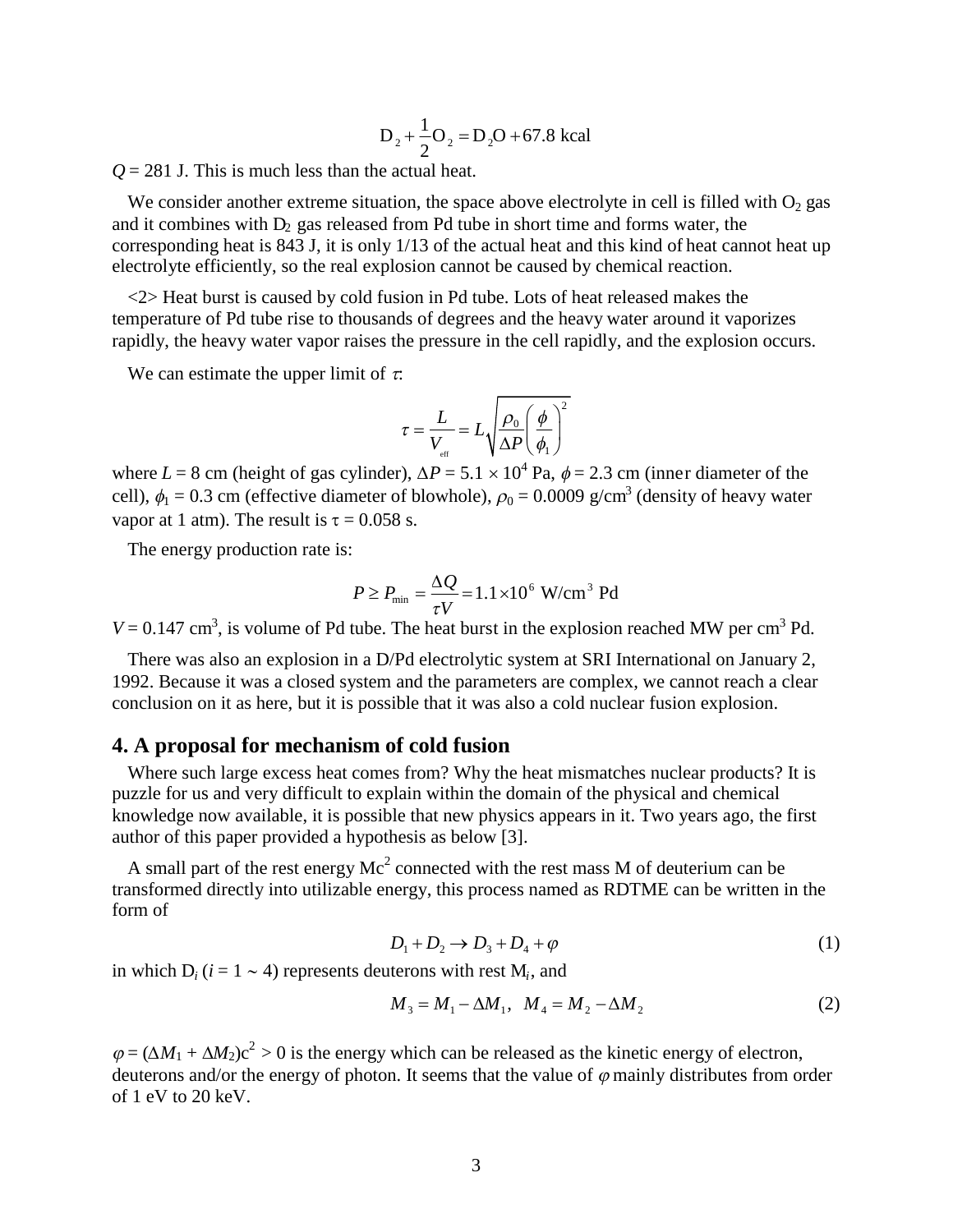$$\mathrm{D}_2 + \frac{1}{2}\mathrm{O}_2 = \mathrm{D}_2\mathrm{O} + 67.8\ \text{kcal}$$

$Q = 281$ J. This is much less than the actual heat.

We consider another extreme situation, the space above electrolyte in cell is filled with $O_2$ gas and it combines with $D_2$ gas released from Pd tube in short time and forms water, the corresponding heat is 843 J, it is only 1/13 of the actual heat and this kind of heat cannot heat up electrolyte efficiently, so the real explosion cannot be caused by chemical reaction.

<2> Heat burst is caused by cold fusion in Pd tube. Lots of heat released makes the temperature of Pd tube rise to thousands of degrees and the heavy water around it vaporizes rapidly, the heavy water vapor raises the pressure in the cell rapidly, and the explosion occurs.

We can estimate the upper limit of $\tau$:

$$\tau = \frac{L}{V_{\text{eff}}} = L\sqrt{\frac{\rho_0}{\Delta P}\left(\frac{\phi}{\phi_1}\right)^2}$$

where $L = 8$ cm (height of gas cylinder), $\Delta P = 5.1 \times 10^4$ Pa, $\phi = 2.3$ cm (inner diameter of the cell), $\phi_1 = 0.3$ cm (effective diameter of blowhole), $\rho_0 = 0.0009$ g/cm$^3$ (density of heavy water vapor at 1 atm). The result is $\tau = 0.058$ s.

The energy production rate is:

$$P \geq P_{\min} = \frac{\Delta Q}{\tau V} = 1.1 \times 10^6\ \text{W/cm}^3\ \text{Pd}$$

$V = 0.147$ cm$^3$, is volume of Pd tube. The heat burst in the explosion reached MW per cm$^3$ Pd.

There was also an explosion in a D/Pd electrolytic system at SRI International on January 2, 1992. Because it was a closed system and the parameters are complex, we cannot reach a clear conclusion on it as here, but it is possible that it was also a cold nuclear fusion explosion.

## 4. A proposal for mechanism of cold fusion

Where such large excess heat comes from? Why the heat mismatches nuclear products? It is puzzle for us and very difficult to explain within the domain of the physical and chemical knowledge now available, it is possible that new physics appears in it. Two years ago, the first author of this paper provided a hypothesis as below [3].

A small part of the rest energy $Mc^2$ connected with the rest mass M of deuterium can be transformed directly into utilizable energy, this process named as RDTME can be written in the form of

$$D_1 + D_2 \rightarrow D_3 + D_4 + \varphi \tag{1}$$

in which $D_i$ ($i = 1 \sim 4$) represents deuterons with rest $M_i$, and

$$M_3 = M_1 - \Delta M_1,\ \ M_4 = M_2 - \Delta M_2 \tag{2}$$

$\varphi = (\Delta M_1 + \Delta M_2)c^2 > 0$ is the energy which can be released as the kinetic energy of electron, deuterons and/or the energy of photon. It seems that the value of $\varphi$ mainly distributes from order of 1 eV to 20 keV.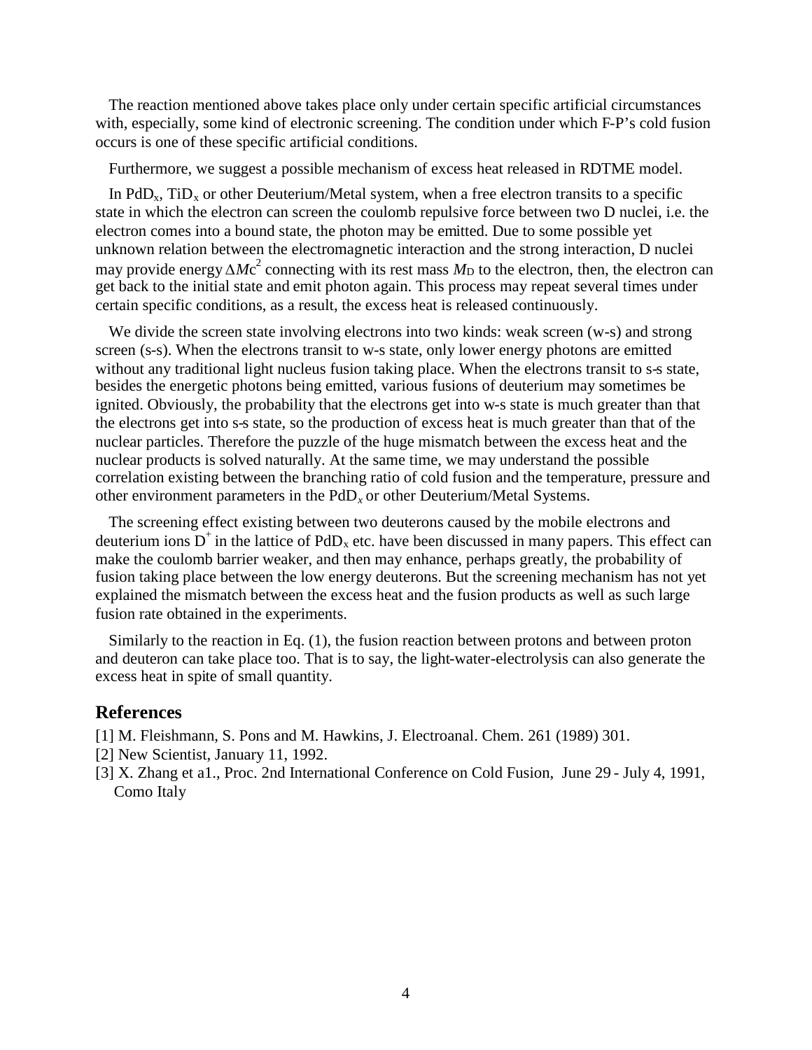The reaction mentioned above takes place only under certain specific artificial circumstances with, especially, some kind of electronic screening. The condition under which F-P's cold fusion occurs is one of these specific artificial conditions.

Furthermore, we suggest a possible mechanism of excess heat released in RDTME model.

In $PdD_x$, $TiD_x$ or other Deuterium/Metal system, when a free electron transits to a specific state in which the electron can screen the coulomb repulsive force between two D nuclei, i.e. the electron comes into a bound state, the photon may be emitted. Due to some possible yet unknown relation between the electromagnetic interaction and the strong interaction, D nuclei may provide energy $\Delta Mc^2$ connecting with its rest mass $M_D$ to the electron, then, the electron can get back to the initial state and emit photon again. This process may repeat several times under certain specific conditions, as a result, the excess heat is released continuously.

We divide the screen state involving electrons into two kinds: weak screen (w-s) and strong screen (s-s). When the electrons transit to w-s state, only lower energy photons are emitted without any traditional light nucleus fusion taking place. When the electrons transit to s-s state, besides the energetic photons being emitted, various fusions of deuterium may sometimes be ignited. Obviously, the probability that the electrons get into w-s state is much greater than that the electrons get into s-s state, so the production of excess heat is much greater than that of the nuclear particles. Therefore the puzzle of the huge mismatch between the excess heat and the nuclear products is solved naturally. At the same time, we may understand the possible correlation existing between the branching ratio of cold fusion and the temperature, pressure and other environment parameters in the $PdD_x$ or other Deuterium/Metal Systems.

The screening effect existing between two deuterons caused by the mobile electrons and deuterium ions $D^+$ in the lattice of $PdD_x$ etc. have been discussed in many papers. This effect can make the coulomb barrier weaker, and then may enhance, perhaps greatly, the probability of fusion taking place between the low energy deuterons. But the screening mechanism has not yet explained the mismatch between the excess heat and the fusion products as well as such large fusion rate obtained in the experiments.

Similarly to the reaction in Eq. (1), the fusion reaction between protons and between proton and deuteron can take place too. That is to say, the light-water-electrolysis can also generate the excess heat in spite of small quantity.

## References

[1] M. Fleishmann, S. Pons and M. Hawkins, J. Electroanal. Chem. 261 (1989) 301.

[2] New Scientist, January 11, 1992.

[3] X. Zhang et a1., Proc. 2nd International Conference on Cold Fusion, June 29 - July 4, 1991, Como Italy